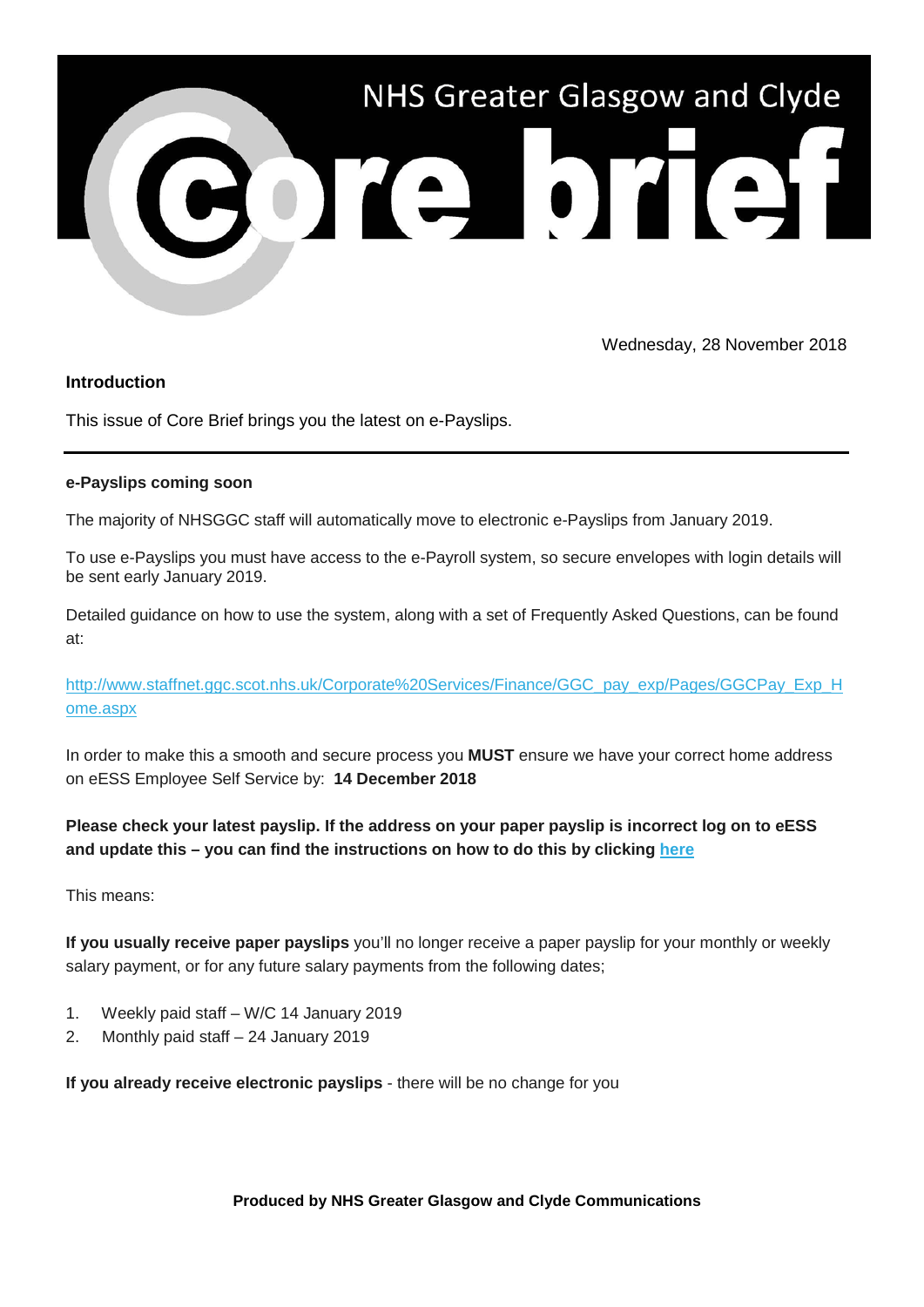# NHS Greater Glasgow and Clyde Core brief

Wednesday, 28 November 2018

**Introduction**

This issue of Core Brief brings you the latest on e-Payslips.

---

**e-Payslips coming soon**

The majority of NHSGGC staff will automatically move to electronic e-Payslips from January 2019.

To use e-Payslips you must have access to the e-Payroll system, so secure envelopes with login details will be sent early January 2019.

Detailed guidance on how to use the system, along with a set of Frequently Asked Questions, can be found at:

http://www.staffnet.ggc.scot.nhs.uk/Corporate%20Services/Finance/GGC_pay_exp/Pages/GGCPay_Exp_Home.aspx

In order to make this a smooth and secure process you **MUST** ensure we have your correct home address on eESS Employee Self Service by: **14 December 2018**

**Please check your latest payslip. If the address on your paper payslip is incorrect log on to eESS and update this – you can find the instructions on how to do this by clicking here**

This means:

**If you usually receive paper payslips** you'll no longer receive a paper payslip for your monthly or weekly salary payment, or for any future salary payments from the following dates;

1. Weekly paid staff – W/C 14 January 2019
2. Monthly paid staff – 24 January 2019

**If you already receive electronic payslips** - there will be no change for you

**Produced by NHS Greater Glasgow and Clyde Communications**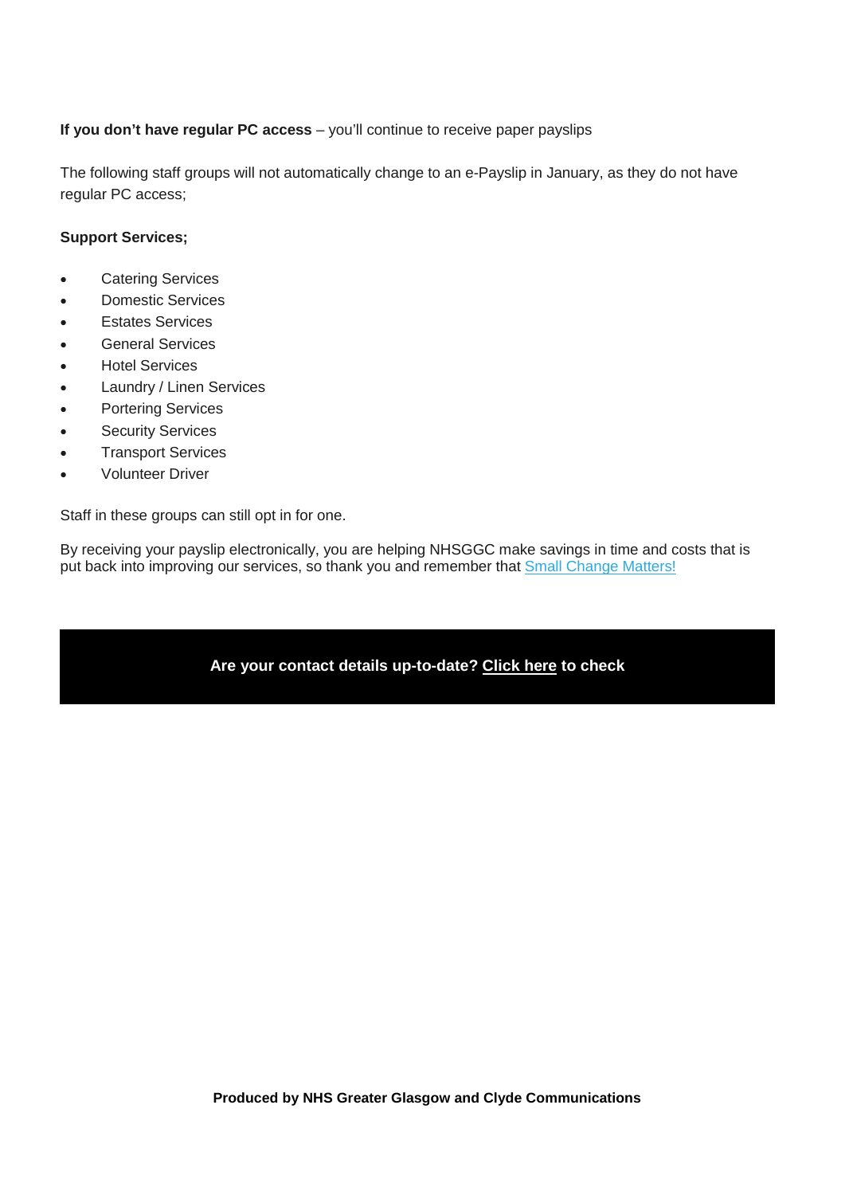**If you don't have regular PC access** – you'll continue to receive paper payslips

The following staff groups will not automatically change to an e-Payslip in January, as they do not have regular PC access;

**Support Services;**

- Catering Services
- Domestic Services
- Estates Services
- General Services
- Hotel Services
- Laundry / Linen Services
- Portering Services
- Security Services
- Transport Services
- Volunteer Driver

Staff in these groups can still opt in for one.

By receiving your payslip electronically, you are helping NHSGGC make savings in time and costs that is put back into improving our services, so thank you and remember that Small Change Matters!

**Are your contact details up-to-date? Click here to check**

**Produced by NHS Greater Glasgow and Clyde Communications**